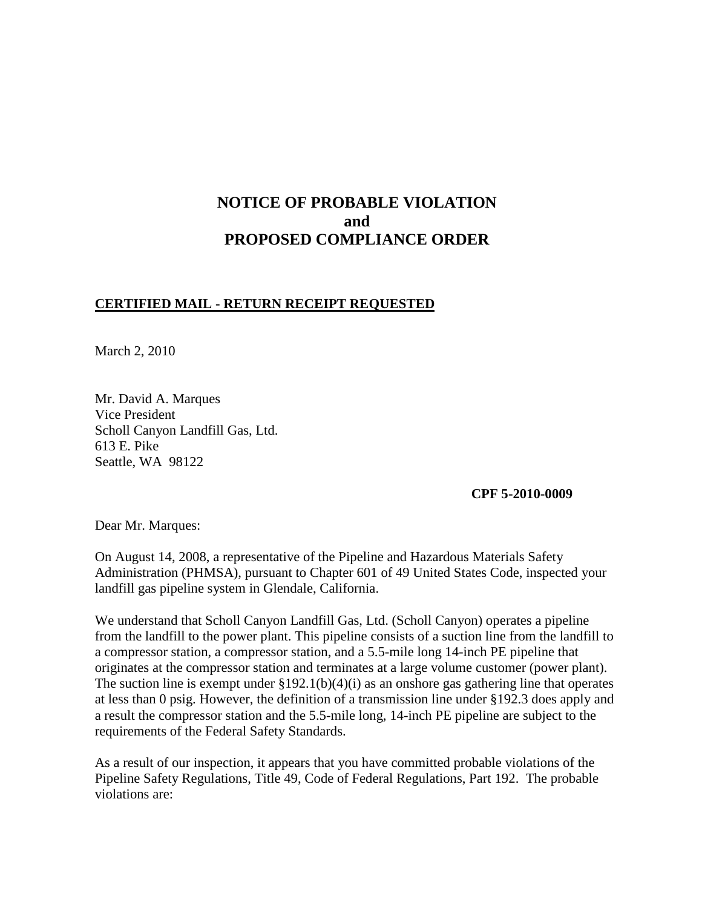# NOTICE OF PROBABLE VIOLATION
# and
# PROPOSED COMPLIANCE ORDER

**CERTIFIED MAIL - RETURN RECEIPT REQUESTED**

March 2, 2010

Mr. David A. Marques
Vice President
Scholl Canyon Landfill Gas, Ltd.
613 E. Pike
Seattle, WA 98122

**CPF 5-2010-0009**

Dear Mr. Marques:

On August 14, 2008, a representative of the Pipeline and Hazardous Materials Safety Administration (PHMSA), pursuant to Chapter 601 of 49 United States Code, inspected your landfill gas pipeline system in Glendale, California.

We understand that Scholl Canyon Landfill Gas, Ltd. (Scholl Canyon) operates a pipeline from the landfill to the power plant. This pipeline consists of a suction line from the landfill to a compressor station, a compressor station, and a 5.5-mile long 14-inch PE pipeline that originates at the compressor station and terminates at a large volume customer (power plant). The suction line is exempt under §192.1(b)(4)(i) as an onshore gas gathering line that operates at less than 0 psig. However, the definition of a transmission line under §192.3 does apply and a result the compressor station and the 5.5-mile long, 14-inch PE pipeline are subject to the requirements of the Federal Safety Standards.

As a result of our inspection, it appears that you have committed probable violations of the Pipeline Safety Regulations, Title 49, Code of Federal Regulations, Part 192. The probable violations are: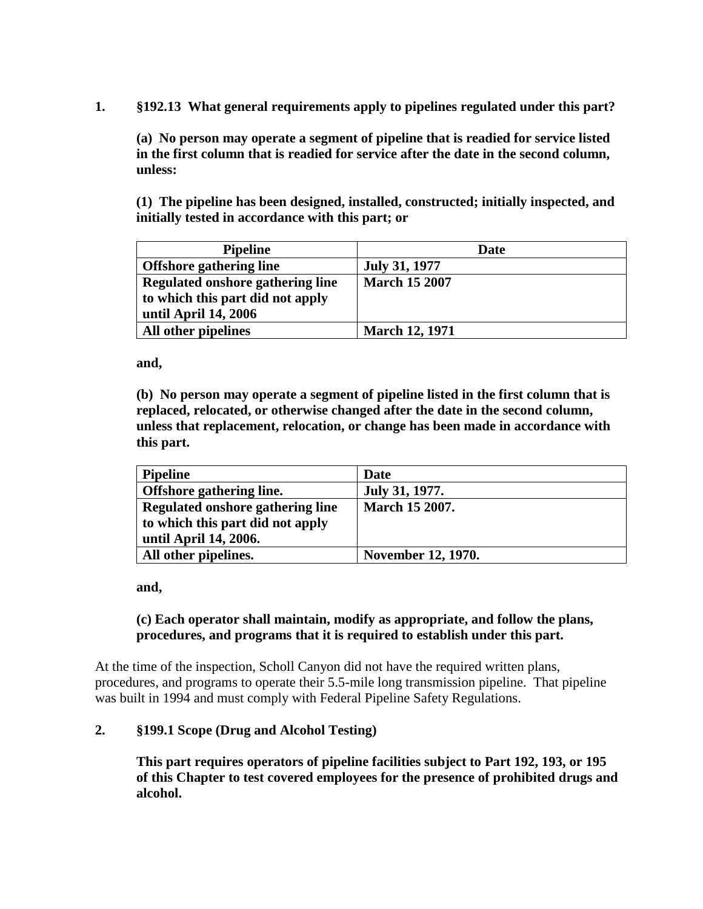**1. §192.13 What general requirements apply to pipelines regulated under this part?**

**(a) No person may operate a segment of pipeline that is readied for service listed in the first column that is readied for service after the date in the second column, unless:**

**(1) The pipeline has been designed, installed, constructed; initially inspected, and initially tested in accordance with this part; or**

| **Pipeline** | **Date** |
|---|---|
| **Offshore gathering line** | **July 31, 1977** |
| **Regulated onshore gathering line to which this part did not apply until April 14, 2006** | **March 15 2007** |
| **All other pipelines** | **March 12, 1971** |

**and,**

**(b) No person may operate a segment of pipeline listed in the first column that is replaced, relocated, or otherwise changed after the date in the second column, unless that replacement, relocation, or change has been made in accordance with this part.**

| **Pipeline** | **Date** |
|---|---|
| **Offshore gathering line.** | **July 31, 1977.** |
| **Regulated onshore gathering line to which this part did not apply until April 14, 2006.** | **March 15 2007.** |
| **All other pipelines.** | **November 12, 1970.** |

**and,**

**(c) Each operator shall maintain, modify as appropriate, and follow the plans, procedures, and programs that it is required to establish under this part.**

At the time of the inspection, Scholl Canyon did not have the required written plans, procedures, and programs to operate their 5.5-mile long transmission pipeline. That pipeline was built in 1994 and must comply with Federal Pipeline Safety Regulations.

**2. §199.1 Scope (Drug and Alcohol Testing)**

**This part requires operators of pipeline facilities subject to Part 192, 193, or 195 of this Chapter to test covered employees for the presence of prohibited drugs and alcohol.**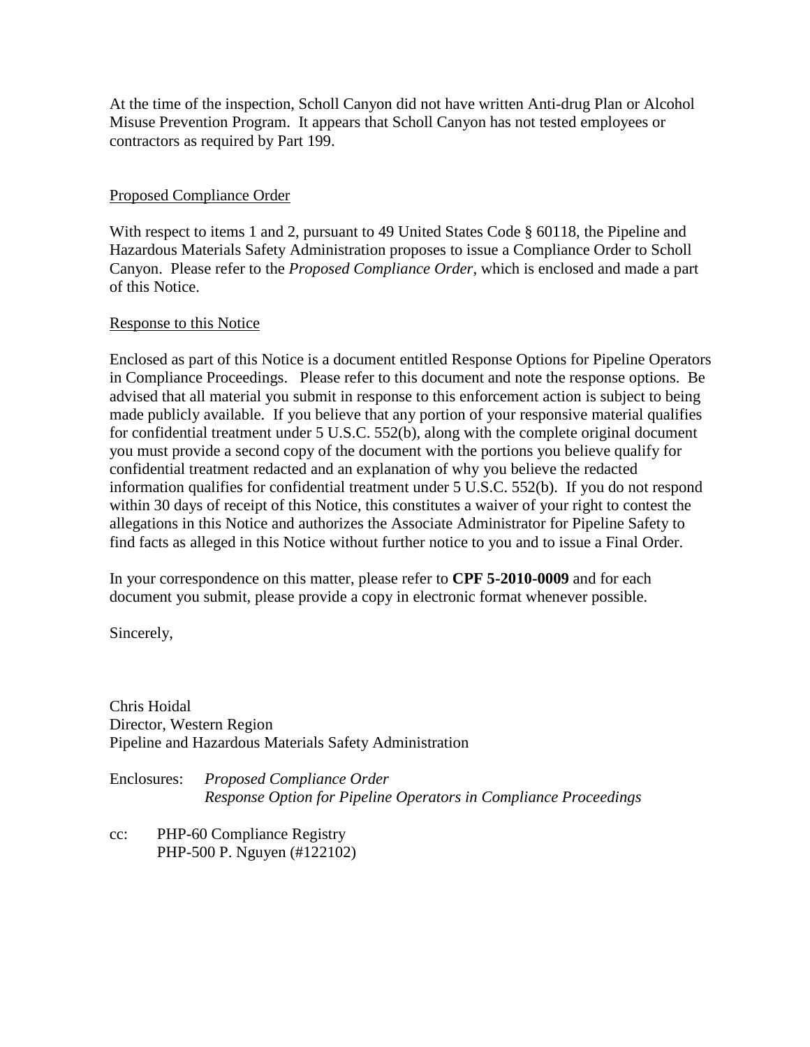At the time of the inspection, Scholl Canyon did not have written Anti-drug Plan or Alcohol Misuse Prevention Program. It appears that Scholl Canyon has not tested employees or contractors as required by Part 199.

<u>Proposed Compliance Order</u>

With respect to items 1 and 2, pursuant to 49 United States Code § 60118, the Pipeline and Hazardous Materials Safety Administration proposes to issue a Compliance Order to Scholl Canyon. Please refer to the *Proposed Compliance Order*, which is enclosed and made a part of this Notice.

<u>Response to this Notice</u>

Enclosed as part of this Notice is a document entitled Response Options for Pipeline Operators in Compliance Proceedings. Please refer to this document and note the response options. Be advised that all material you submit in response to this enforcement action is subject to being made publicly available. If you believe that any portion of your responsive material qualifies for confidential treatment under 5 U.S.C. 552(b), along with the complete original document you must provide a second copy of the document with the portions you believe qualify for confidential treatment redacted and an explanation of why you believe the redacted information qualifies for confidential treatment under 5 U.S.C. 552(b). If you do not respond within 30 days of receipt of this Notice, this constitutes a waiver of your right to contest the allegations in this Notice and authorizes the Associate Administrator for Pipeline Safety to find facts as alleged in this Notice without further notice to you and to issue a Final Order.

In your correspondence on this matter, please refer to **CPF 5-2010-0009** and for each document you submit, please provide a copy in electronic format whenever possible.

Sincerely,

Chris Hoidal
Director, Western Region
Pipeline and Hazardous Materials Safety Administration

Enclosures: *Proposed Compliance Order*
*Response Option for Pipeline Operators in Compliance Proceedings*

cc: PHP-60 Compliance Registry
PHP-500 P. Nguyen (#122102)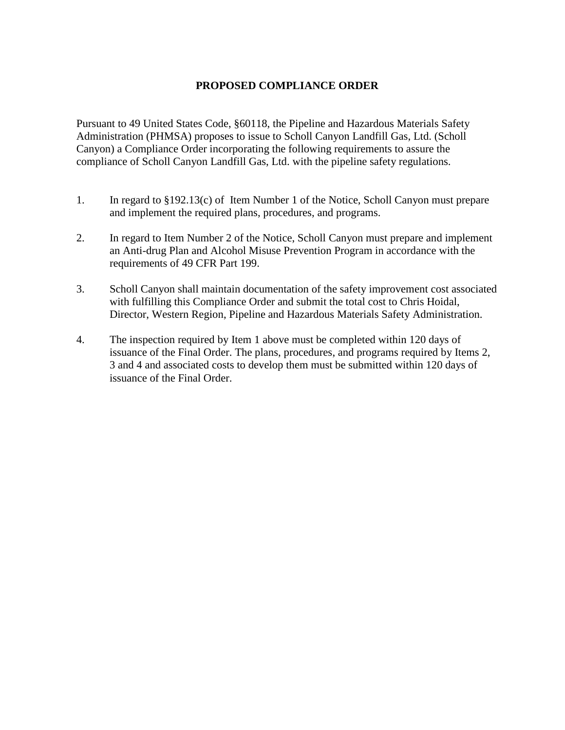# PROPOSED COMPLIANCE ORDER

Pursuant to 49 United States Code, §60118, the Pipeline and Hazardous Materials Safety Administration (PHMSA) proposes to issue to Scholl Canyon Landfill Gas, Ltd. (Scholl Canyon) a Compliance Order incorporating the following requirements to assure the compliance of Scholl Canyon Landfill Gas, Ltd. with the pipeline safety regulations.

1. In regard to §192.13(c) of Item Number 1 of the Notice, Scholl Canyon must prepare and implement the required plans, procedures, and programs.

2. In regard to Item Number 2 of the Notice, Scholl Canyon must prepare and implement an Anti-drug Plan and Alcohol Misuse Prevention Program in accordance with the requirements of 49 CFR Part 199.

3. Scholl Canyon shall maintain documentation of the safety improvement cost associated with fulfilling this Compliance Order and submit the total cost to Chris Hoidal, Director, Western Region, Pipeline and Hazardous Materials Safety Administration.

4. The inspection required by Item 1 above must be completed within 120 days of issuance of the Final Order. The plans, procedures, and programs required by Items 2, 3 and 4 and associated costs to develop them must be submitted within 120 days of issuance of the Final Order.